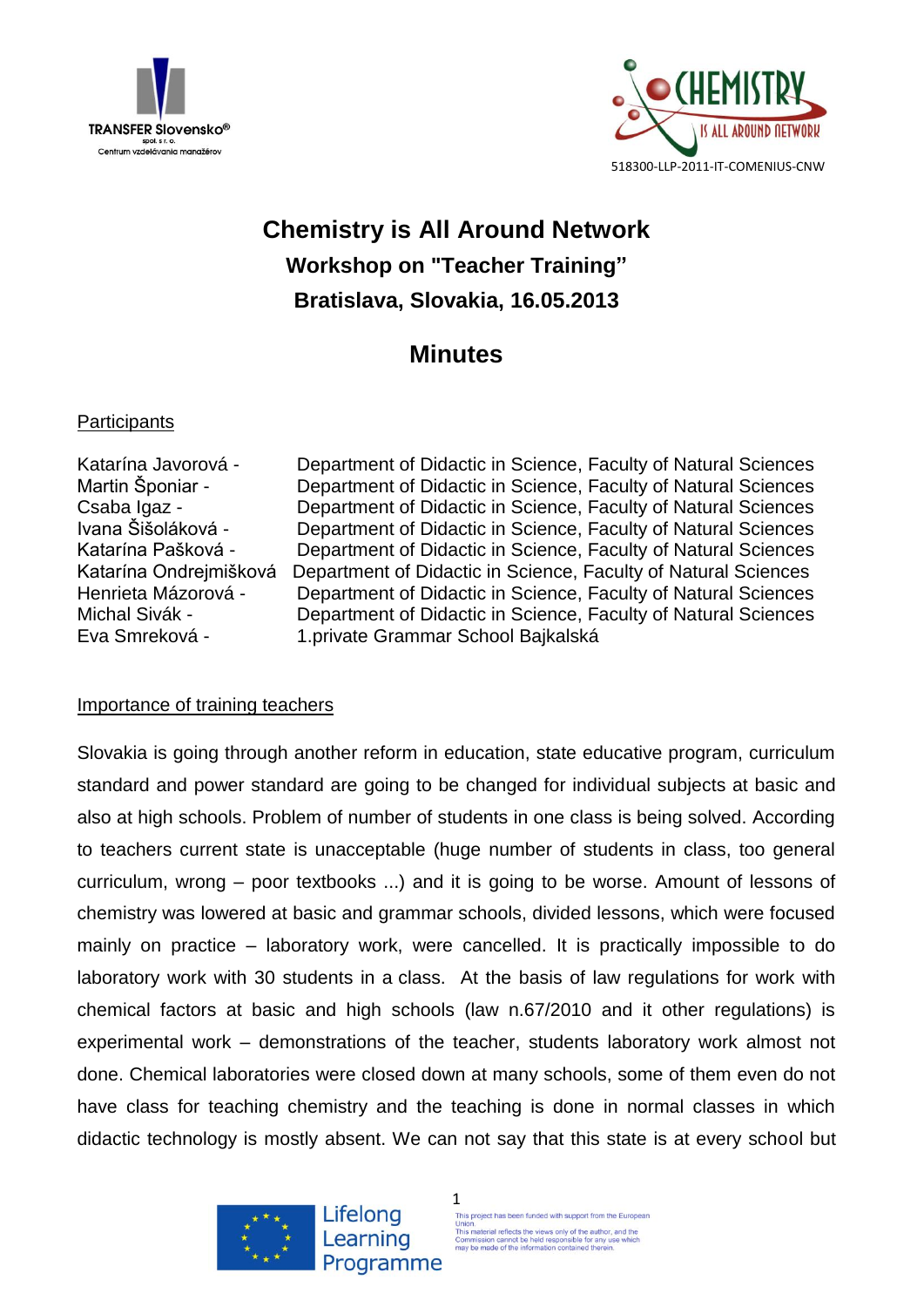TRANSFER Slovensko®
spol. s r. o.
Centrum vzdelávania manažérov

518300-LLP-2011-IT-COMENIUS-CNW

# Chemistry is All Around Network

## Workshop on "Teacher Training"

## Bratislava, Slovakia, 16.05.2013

## Minutes

Participants

| | |
|---|---|
| Katarína Javorová - | Department of Didactic in Science, Faculty of Natural Sciences |
| Martin Šponiar - | Department of Didactic in Science, Faculty of Natural Sciences |
| Csaba Igaz - | Department of Didactic in Science, Faculty of Natural Sciences |
| Ivana Šišoláková - | Department of Didactic in Science, Faculty of Natural Sciences |
| Katarína Pašková - | Department of Didactic in Science, Faculty of Natural Sciences |
| Katarína Ondrejmišková | Department of Didactic in Science, Faculty of Natural Sciences |
| Henrieta Mázorová - | Department of Didactic in Science, Faculty of Natural Sciences |
| Michal Sivák - | Department of Didactic in Science, Faculty of Natural Sciences |
| Eva Smreková - | 1.private Grammar School Bajkalská |

Importance of training teachers

Slovakia is going through another reform in education, state educative program, curriculum standard and power standard are going to be changed for individual subjects at basic and also at high schools. Problem of number of students in one class is being solved. According to teachers current state is unacceptable (huge number of students in class, too general curriculum, wrong – poor textbooks ...) and it is going to be worse. Amount of lessons of chemistry was lowered at basic and grammar schools, divided lessons, which were focused mainly on practice – laboratory work, were cancelled. It is practically impossible to do laboratory work with 30 students in a class. At the basis of law regulations for work with chemical factors at basic and high schools (law n.67/2010 and it other regulations) is experimental work – demonstrations of the teacher, students laboratory work almost not done. Chemical laboratories were closed down at many schools, some of them even do not have class for teaching chemistry and the teaching is done in normal classes in which didactic technology is mostly absent. We can not say that this state is at every school but

Lifelong Learning Programme

This project has been funded with support from the European Union.
This material reflects the views only of the author, and the Commission cannot be held responsible for any use which may be made of the information contained therein.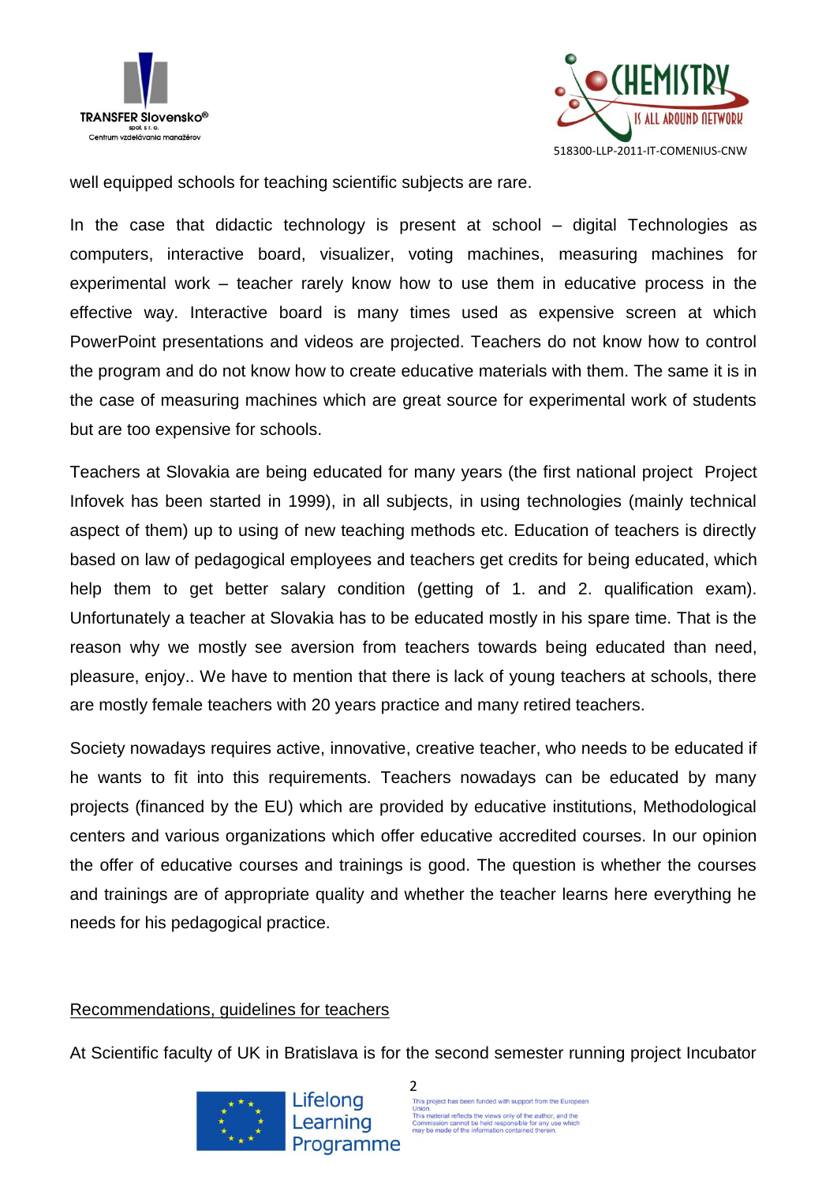well equipped schools for teaching scientific subjects are rare.

In the case that didactic technology is present at school – digital Technologies as computers, interactive board, visualizer, voting machines, measuring machines for experimental work – teacher rarely know how to use them in educative process in the effective way. Interactive board is many times used as expensive screen at which PowerPoint presentations and videos are projected. Teachers do not know how to control the program and do not know how to create educative materials with them. The same it is in the case of measuring machines which are great source for experimental work of students but are too expensive for schools.

Teachers at Slovakia are being educated for many years (the first national project Project Infovek has been started in 1999), in all subjects, in using technologies (mainly technical aspect of them) up to using of new teaching methods etc. Education of teachers is directly based on law of pedagogical employees and teachers get credits for being educated, which help them to get better salary condition (getting of 1. and 2. qualification exam). Unfortunately a teacher at Slovakia has to be educated mostly in his spare time. That is the reason why we mostly see aversion from teachers towards being educated than need, pleasure, enjoy.. We have to mention that there is lack of young teachers at schools, there are mostly female teachers with 20 years practice and many retired teachers.

Society nowadays requires active, innovative, creative teacher, who needs to be educated if he wants to fit into this requirements. Teachers nowadays can be educated by many projects (financed by the EU) which are provided by educative institutions, Methodological centers and various organizations which offer educative accredited courses. In our opinion the offer of educative courses and trainings is good. The question is whether the courses and trainings are of appropriate quality and whether the teacher learns here everything he needs for his pedagogical practice.

<u>Recommendations, guidelines for teachers</u>

At Scientific faculty of UK in Bratislava is for the second semester running project Incubator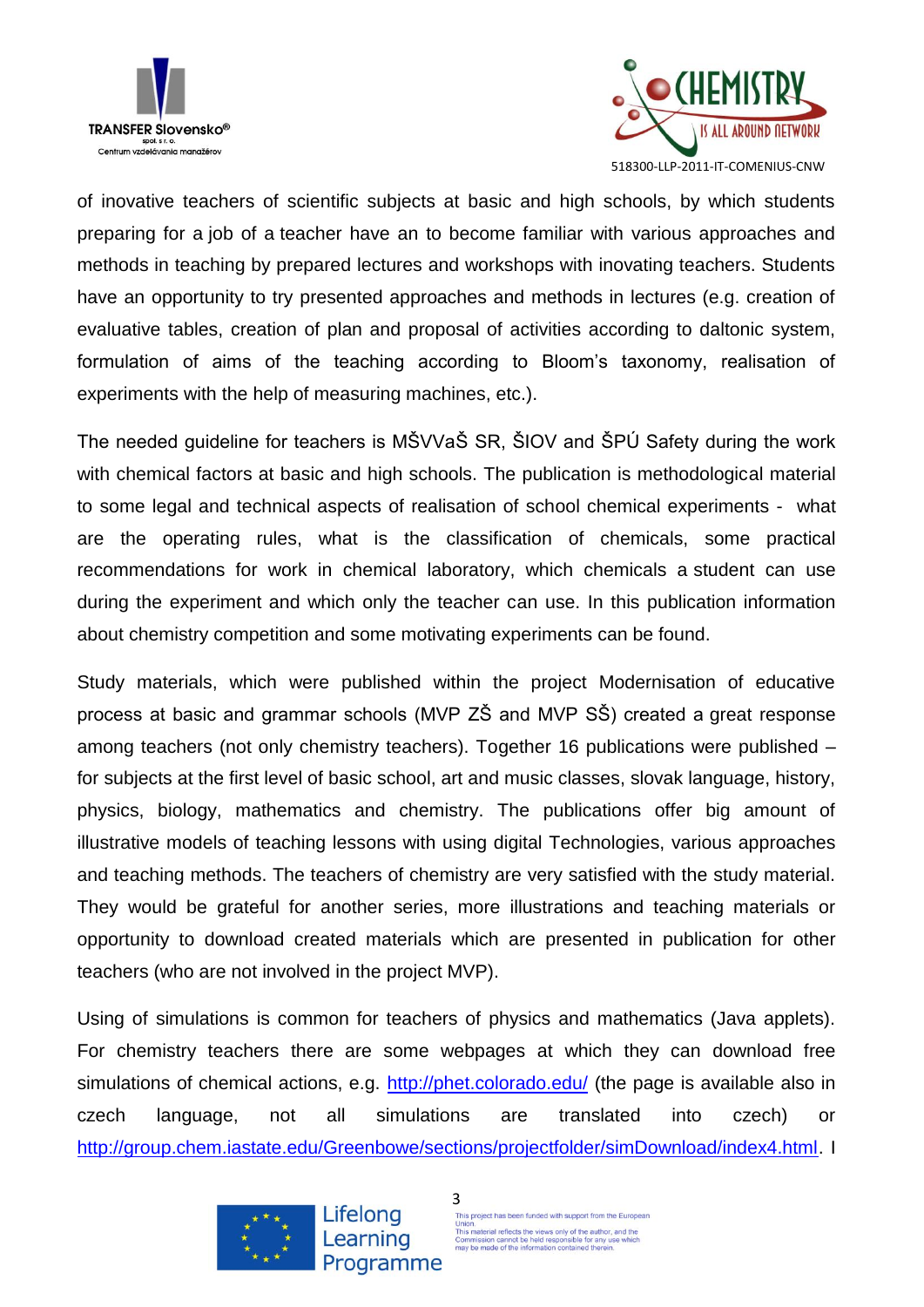of inovative teachers of scientific subjects at basic and high schools, by which students preparing for a job of a teacher have an to become familiar with various approaches and methods in teaching by prepared lectures and workshops with inovating teachers. Students have an opportunity to try presented approaches and methods in lectures (e.g. creation of evaluative tables, creation of plan and proposal of activities according to daltonic system, formulation of aims of the teaching according to Bloom's taxonomy, realisation of experiments with the help of measuring machines, etc.).

The needed guideline for teachers is MŠVVaŠ SR, ŠIOV and ŠPÚ Safety during the work with chemical factors at basic and high schools. The publication is methodological material to some legal and technical aspects of realisation of school chemical experiments - what are the operating rules, what is the classification of chemicals, some practical recommendations for work in chemical laboratory, which chemicals a student can use during the experiment and which only the teacher can use. In this publication information about chemistry competition and some motivating experiments can be found.

Study materials, which were published within the project Modernisation of educative process at basic and grammar schools (MVP ZŠ and MVP SŠ) created a great response among teachers (not only chemistry teachers). Together 16 publications were published – for subjects at the first level of basic school, art and music classes, slovak language, history, physics, biology, mathematics and chemistry. The publications offer big amount of illustrative models of teaching lessons with using digital Technologies, various approaches and teaching methods. The teachers of chemistry are very satisfied with the study material. They would be grateful for another series, more illustrations and teaching materials or opportunity to download created materials which are presented in publication for other teachers (who are not involved in the project MVP).

Using of simulations is common for teachers of physics and mathematics (Java applets). For chemistry teachers there are some webpages at which they can download free simulations of chemical actions, e.g. http://phet.colorado.edu/ (the page is available also in czech language, not all simulations are translated into czech) or http://group.chem.iastate.edu/Greenbowe/sections/projectfolder/simDownload/index4.html. I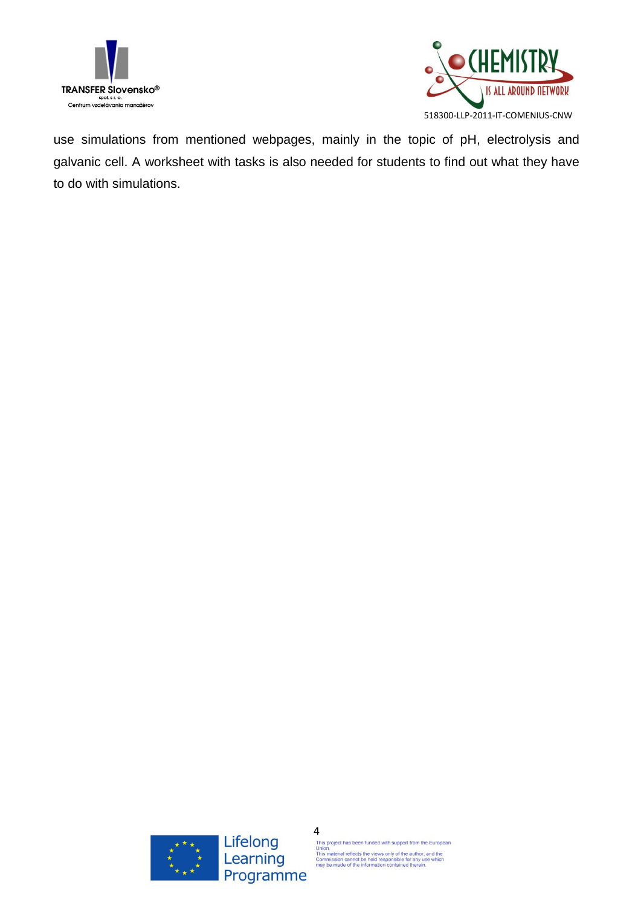use simulations from mentioned webpages, mainly in the topic of pH, electrolysis and galvanic cell. A worksheet with tasks is also needed for students to find out what they have to do with simulations.